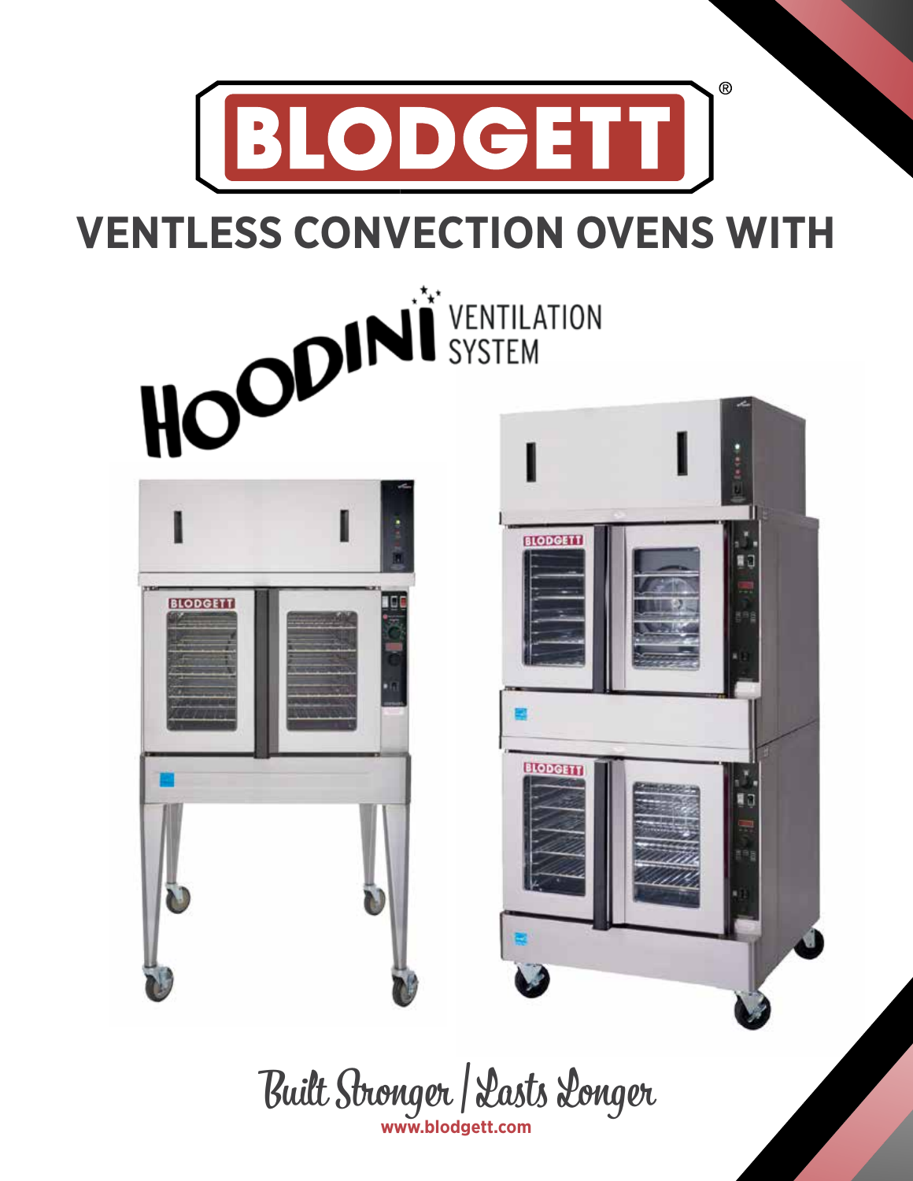# BLODGETT®

## VENTLESS CONVECTION OVENS WITH

## HOODINI VENTILATION SYSTEM

*Built Stronger | Lasts Longer*

**www.blodgett.com**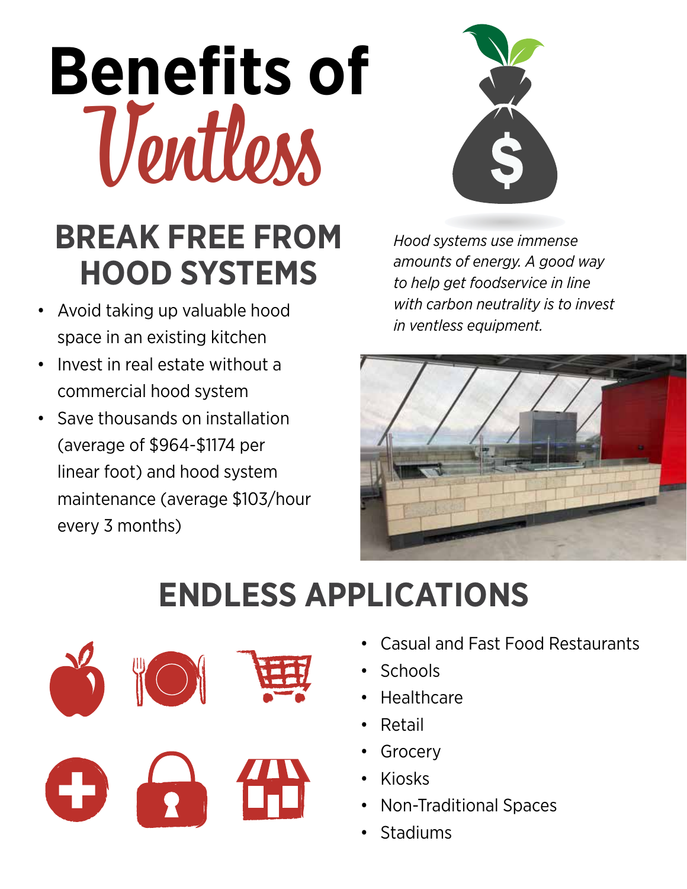# Benefits of Ventless

## BREAK FREE FROM HOOD SYSTEMS

- Avoid taking up valuable hood space in an existing kitchen
- Invest in real estate without a commercial hood system
- Save thousands on installation (average of $964-$1174 per linear foot) and hood system maintenance (average $103/hour every 3 months)

*Hood systems use immense amounts of energy. A good way to help get foodservice in line with carbon neutrality is to invest in ventless equipment.*

## ENDLESS APPLICATIONS

- Casual and Fast Food Restaurants
- Schools
- Healthcare
- Retail
- Grocery
- Kiosks
- Non-Traditional Spaces
- Stadiums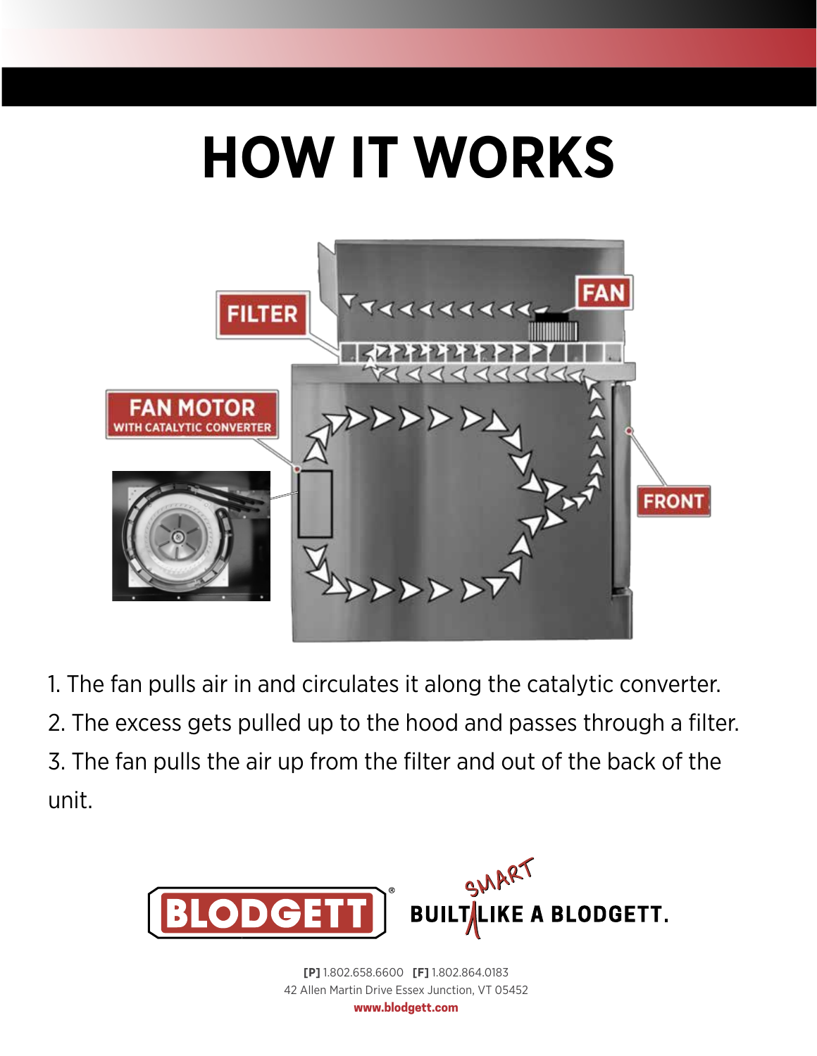# HOW IT WORKS

FILTER

FAN

FAN MOTOR
WITH CATALYTIC CONVERTER

FRONT

1. The fan pulls air in and circulates it along the catalytic converter.
2. The excess gets pulled up to the hood and passes through a filter.
3. The fan pulls the air up from the filter and out of the back of the unit.

BLODGETT® BUILT SMART LIKE A BLODGETT.

**[P]** 1.802.658.6600 **[F]** 1.802.864.0183
42 Allen Martin Drive Essex Junction, VT 05452
**www.blodgett.com**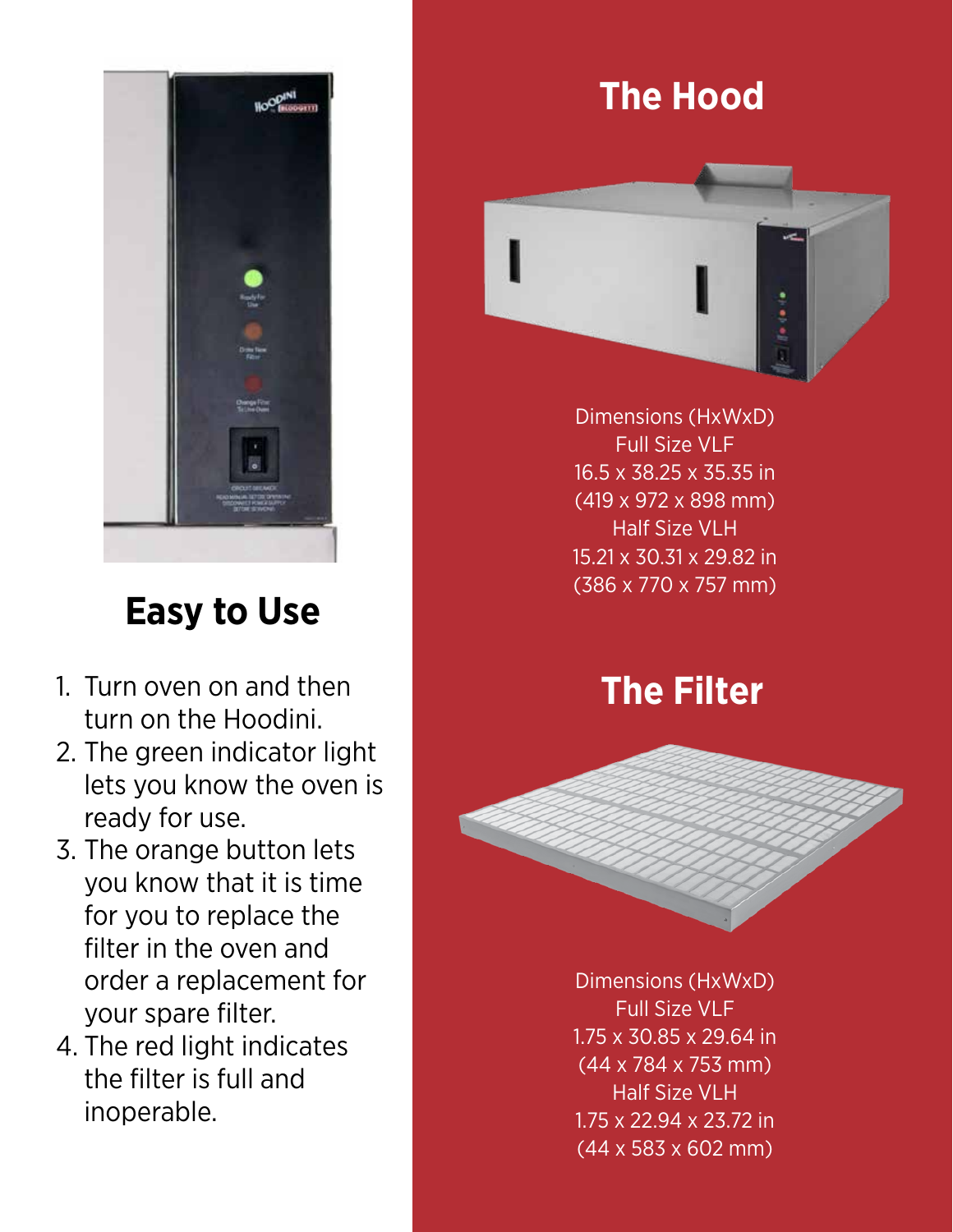## Easy to Use

1. Turn oven on and then turn on the Hoodini.
2. The green indicator light lets you know the oven is ready for use.
3. The orange button lets you know that it is time for you to replace the filter in the oven and order a replacement for your spare filter.
4. The red light indicates the filter is full and inoperable.

## The Hood

Dimensions (HxWxD)
Full Size VLF
16.5 x 38.25 x 35.35 in
(419 x 972 x 898 mm)
Half Size VLH
15.21 x 30.31 x 29.82 in
(386 x 770 x 757 mm)

## The Filter

Dimensions (HxWxD)
Full Size VLF
1.75 x 30.85 x 29.64 in
(44 x 784 x 753 mm)
Half Size VLH
1.75 x 22.94 x 23.72 in
(44 x 583 x 602 mm)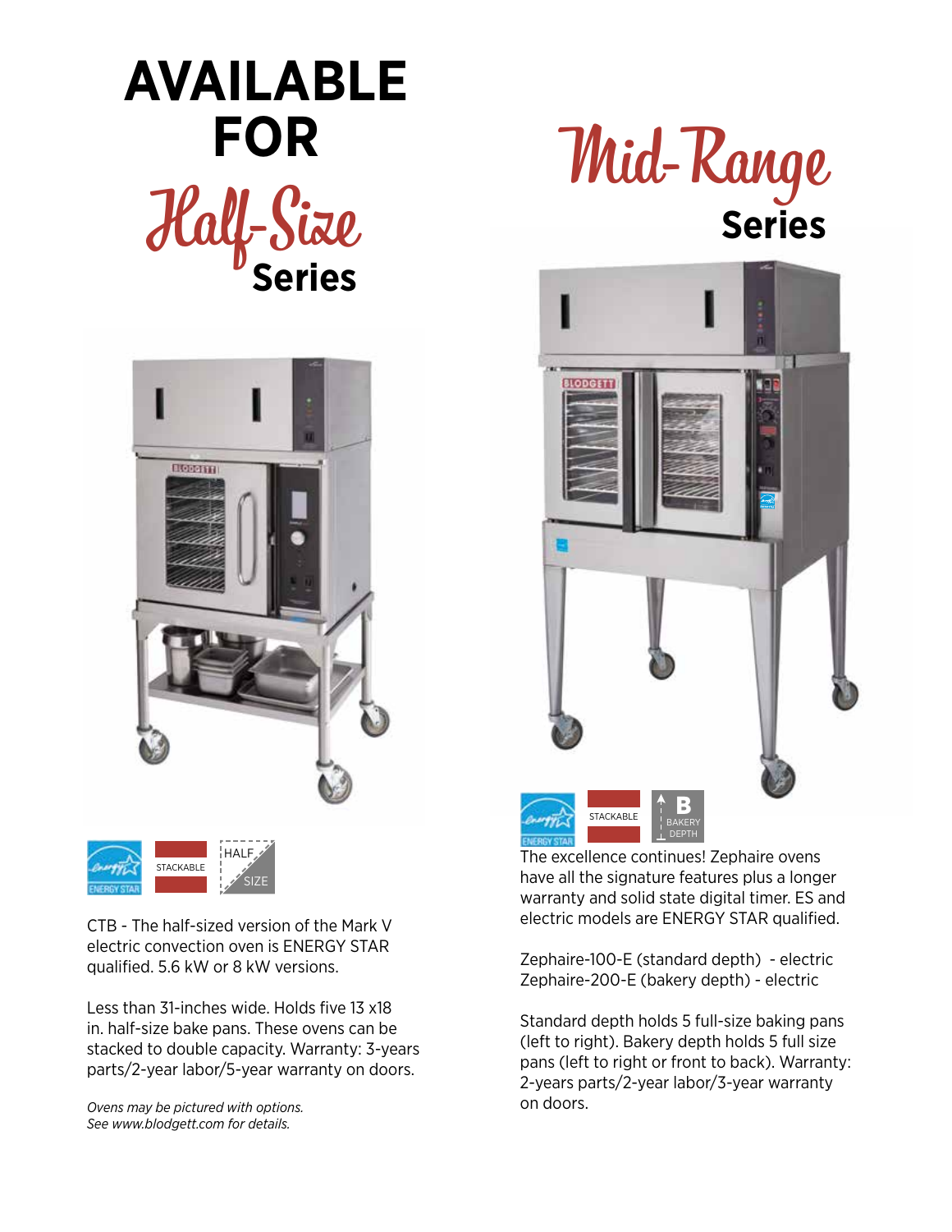# AVAILABLE FOR *Half-Size* Series

ENERGY STAR | STACKABLE | HALF SIZE

CTB - The half-sized version of the Mark V electric convection oven is ENERGY STAR qualified. 5.6 kW or 8 kW versions.

Less than 31-inches wide. Holds five 13 x18 in. half-size bake pans. These ovens can be stacked to double capacity. Warranty: 3-years parts/2-year labor/5-year warranty on doors.

*Ovens may be pictured with options. See www.blodgett.com for details.*

# *Mid-Range* Series

ENERGY STAR | STACKABLE | B BAKERY DEPTH

The excellence continues! Zephaire ovens have all the signature features plus a longer warranty and solid state digital timer. ES and electric models are ENERGY STAR qualified.

Zephaire-100-E (standard depth) - electric
Zephaire-200-E (bakery depth) - electric

Standard depth holds 5 full-size baking pans (left to right). Bakery depth holds 5 full size pans (left to right or front to back). Warranty: 2-years parts/2-year labor/3-year warranty on doors.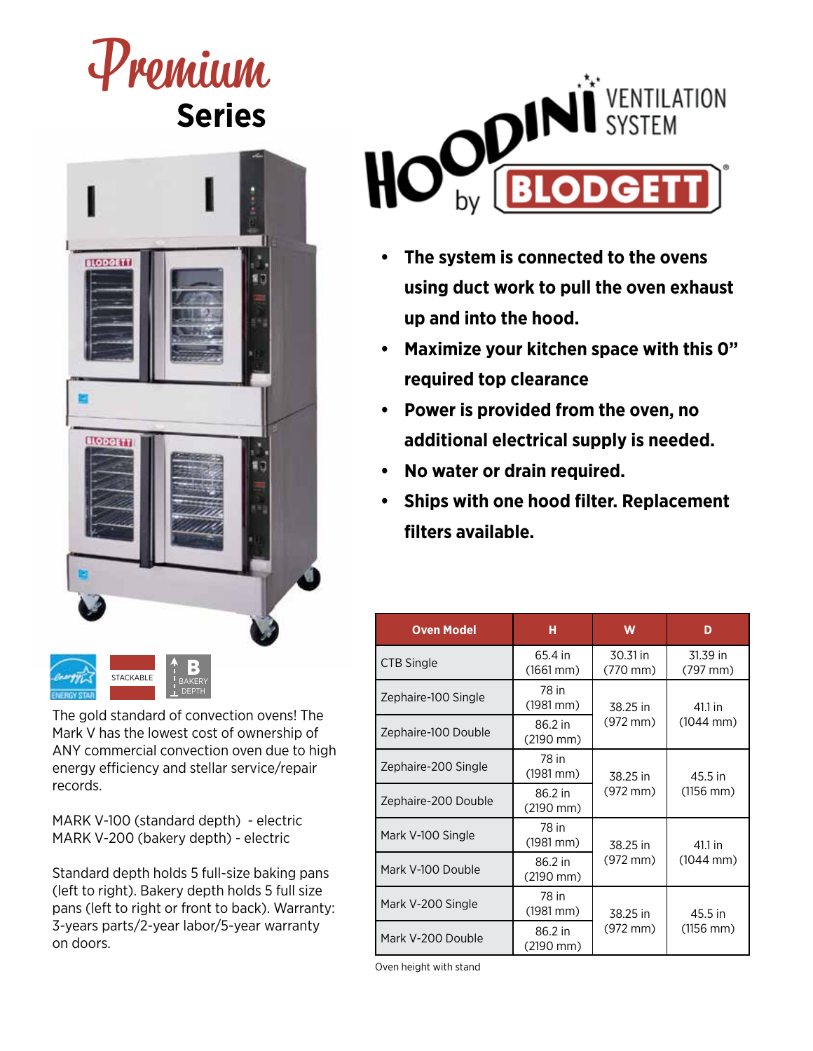# Premium Series

STACKABLE

BAKERY DEPTH

The gold standard of convection ovens! The Mark V has the lowest cost of ownership of ANY commercial convection oven due to high energy efficiency and stellar service/repair records.

MARK V-100 (standard depth) - electric
MARK V-200 (bakery depth) - electric

Standard depth holds 5 full-size baking pans (left to right). Bakery depth holds 5 full size pans (left to right or front to back). Warranty: 3-years parts/2-year labor/5-year warranty on doors.

## HOODINI VENTILATION SYSTEM by BLODGETT

- **The system is connected to the ovens using duct work to pull the oven exhaust up and into the hood.**
- **Maximize your kitchen space with this 0" required top clearance**
- **Power is provided from the oven, no additional electrical supply is needed.**
- **No water or drain required.**
- **Ships with one hood filter. Replacement filters available.**

| Oven Model | H | W | D |
|---|---|---|---|
| CTB Single | 65.4 in (1661 mm) | 30.31 in (770 mm) | 31.39 in (797 mm) |
| Zephaire-100 Single | 78 in (1981 mm) | 38.25 in (972 mm) | 41.1 in (1044 mm) |
| Zephaire-100 Double | 86.2 in (2190 mm) | | |
| Zephaire-200 Single | 78 in (1981 mm) | 38.25 in (972 mm) | 45.5 in (1156 mm) |
| Zephaire-200 Double | 86.2 in (2190 mm) | | |
| Mark V-100 Single | 78 in (1981 mm) | 38.25 in (972 mm) | 41.1 in (1044 mm) |
| Mark V-100 Double | 86.2 in (2190 mm) | | |
| Mark V-200 Single | 78 in (1981 mm) | 38.25 in (972 mm) | 45.5 in (1156 mm) |
| Mark V-200 Double | 86.2 in (2190 mm) | | |

Oven height with stand